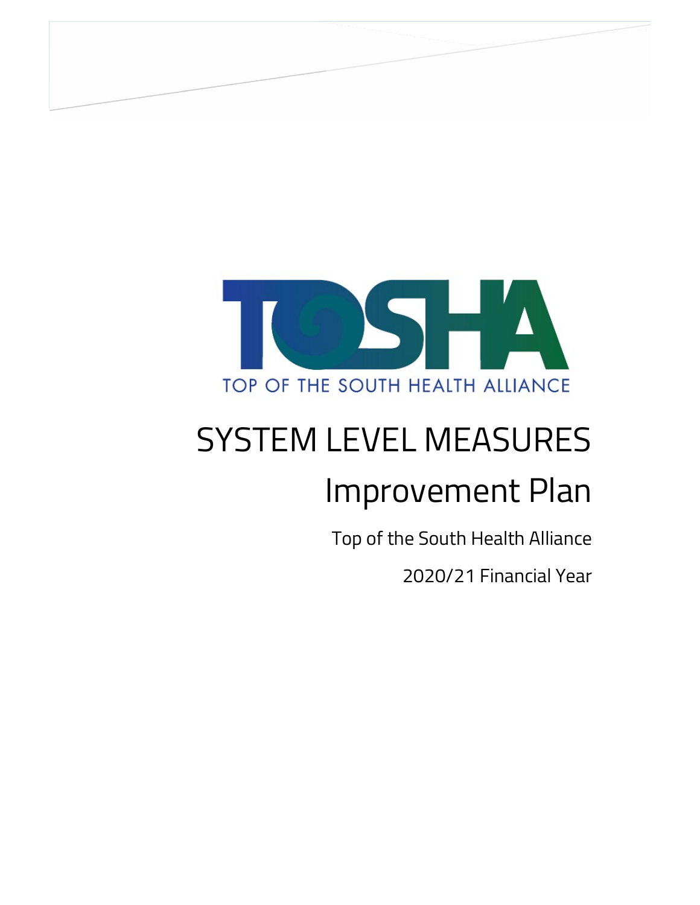TOSHA

TOP OF THE SOUTH HEALTH ALLIANCE

# SYSTEM LEVEL MEASURES

# Improvement Plan

Top of the South Health Alliance

2020/21 Financial Year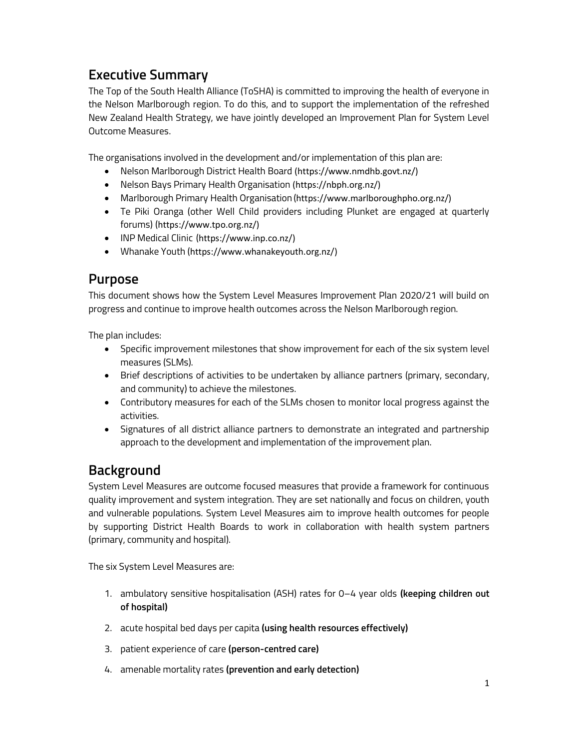## Executive Summary

The Top of the South Health Alliance (ToSHA) is committed to improving the health of everyone in the Nelson Marlborough region. To do this, and to support the implementation of the refreshed New Zealand Health Strategy, we have jointly developed an Improvement Plan for System Level Outcome Measures.

The organisations involved in the development and/or implementation of this plan are:

- Nelson Marlborough District Health Board (https://www.nmdhb.govt.nz/)
- Nelson Bays Primary Health Organisation (https://nbph.org.nz/)
- Marlborough Primary Health Organisation (https://www.marlboroughpho.org.nz/)
- Te Piki Oranga (other Well Child providers including Plunket are engaged at quarterly forums) (https://www.tpo.org.nz/)
- INP Medical Clinic (https://www.inp.co.nz/)
- Whanake Youth (https://www.whanakeyouth.org.nz/)

## Purpose

This document shows how the System Level Measures Improvement Plan 2020/21 will build on progress and continue to improve health outcomes across the Nelson Marlborough region.

The plan includes:

- Specific improvement milestones that show improvement for each of the six system level measures (SLMs).
- Brief descriptions of activities to be undertaken by alliance partners (primary, secondary, and community) to achieve the milestones.
- Contributory measures for each of the SLMs chosen to monitor local progress against the activities.
- Signatures of all district alliance partners to demonstrate an integrated and partnership approach to the development and implementation of the improvement plan.

## Background

System Level Measures are outcome focused measures that provide a framework for continuous quality improvement and system integration. They are set nationally and focus on children, youth and vulnerable populations. System Level Measures aim to improve health outcomes for people by supporting District Health Boards to work in collaboration with health system partners (primary, community and hospital).

The six System Level Measures are:

1. ambulatory sensitive hospitalisation (ASH) rates for 0–4 year olds **(keeping children out of hospital)**
2. acute hospital bed days per capita **(using health resources effectively)**
3. patient experience of care **(person-centred care)**
4. amenable mortality rates **(prevention and early detection)**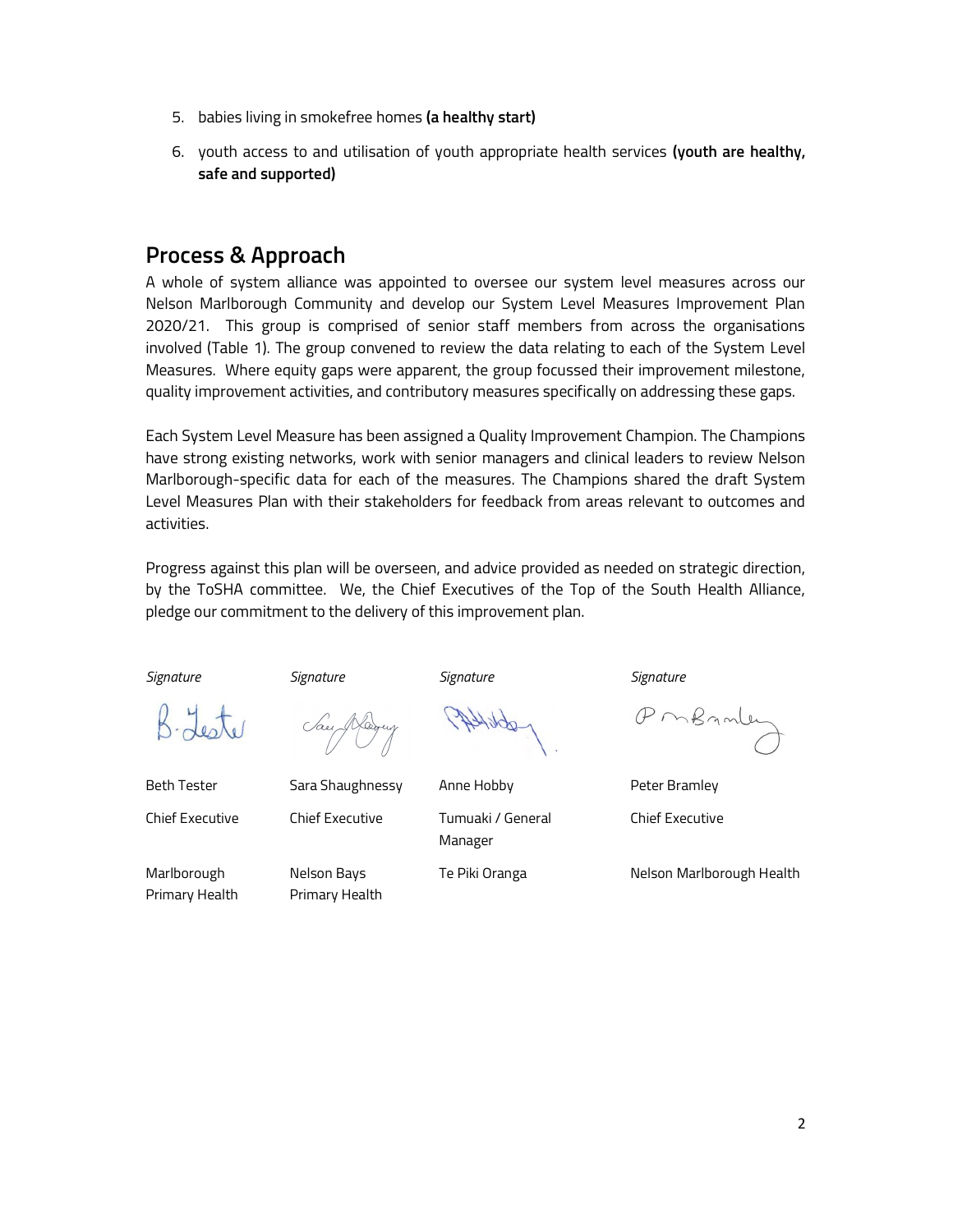5. babies living in smokefree homes **(a healthy start)**
6. youth access to and utilisation of youth appropriate health services **(youth are healthy, safe and supported)**

## Process & Approach

A whole of system alliance was appointed to oversee our system level measures across our Nelson Marlborough Community and develop our System Level Measures Improvement Plan 2020/21. This group is comprised of senior staff members from across the organisations involved (Table 1). The group convened to review the data relating to each of the System Level Measures. Where equity gaps were apparent, the group focussed their improvement milestone, quality improvement activities, and contributory measures specifically on addressing these gaps.

Each System Level Measure has been assigned a Quality Improvement Champion. The Champions have strong existing networks, work with senior managers and clinical leaders to review Nelson Marlborough-specific data for each of the measures. The Champions shared the draft System Level Measures Plan with their stakeholders for feedback from areas relevant to outcomes and activities.

Progress against this plan will be overseen, and advice provided as needed on strategic direction, by the ToSHA committee. We, the Chief Executives of the Top of the South Health Alliance, pledge our commitment to the delivery of this improvement plan.

| *Signature* | *Signature* | *Signature* | *Signature* |
|---|---|---|---|
| Beth Tester | Sara Shaughnessy | Anne Hobby | Peter Bramley |
| Chief Executive | Chief Executive | Tumuaki / General Manager | Chief Executive |
| Marlborough Primary Health | Nelson Bays Primary Health | Te Piki Oranga | Nelson Marlborough Health |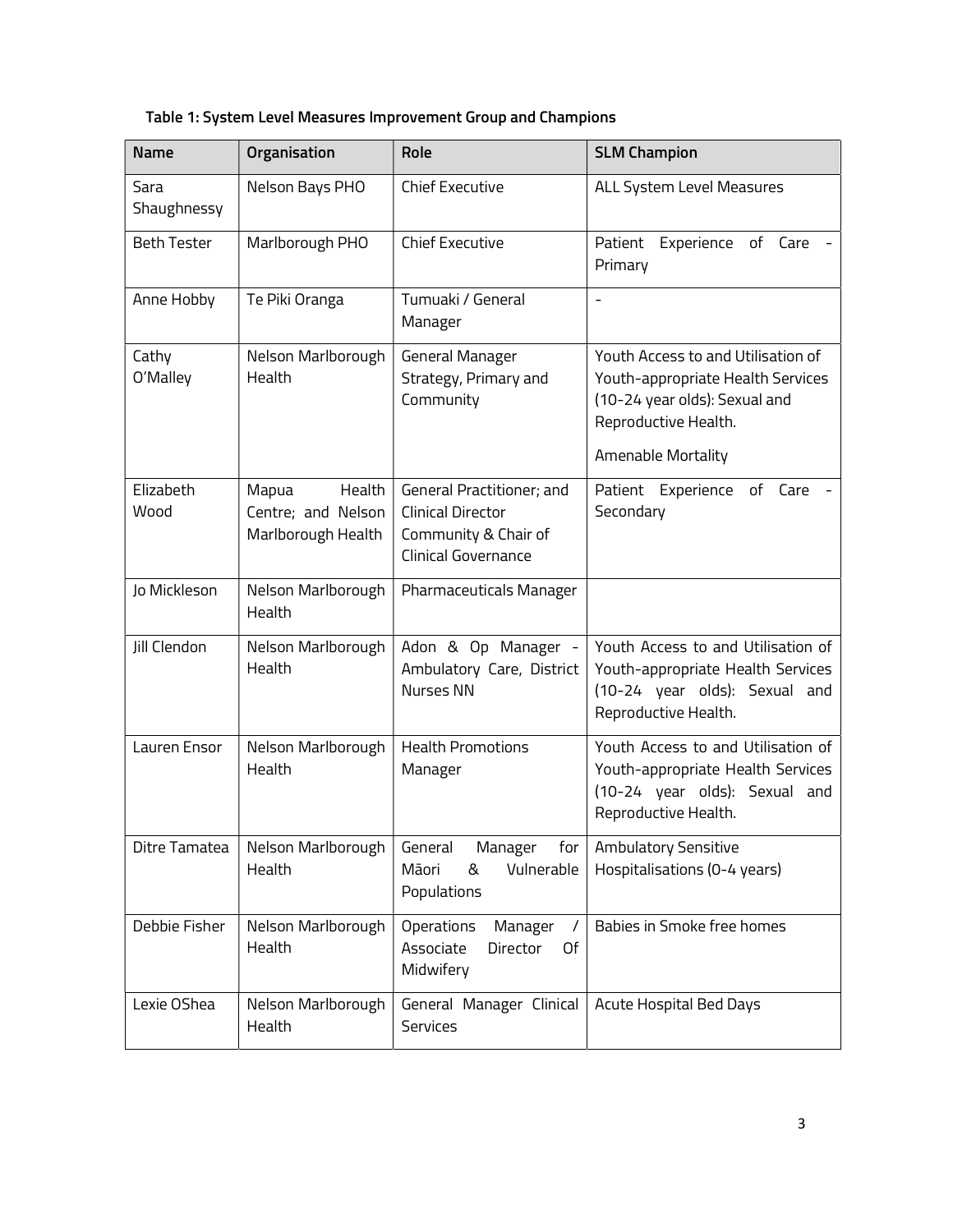**Table 1: System Level Measures Improvement Group and Champions**

| Name | Organisation | Role | SLM Champion |
|---|---|---|---|
| Sara Shaughnessy | Nelson Bays PHO | Chief Executive | ALL System Level Measures |
| Beth Tester | Marlborough PHO | Chief Executive | Patient Experience of Care - Primary |
| Anne Hobby | Te Piki Oranga | Tumuaki / General Manager | - |
| Cathy O'Malley | Nelson Marlborough Health | General Manager Strategy, Primary and Community | Youth Access to and Utilisation of Youth-appropriate Health Services (10-24 year olds): Sexual and Reproductive Health.<br><br>Amenable Mortality |
| Elizabeth Wood | Mapua Health Centre; and Nelson Marlborough Health | General Practitioner; and Clinical Director Community & Chair of Clinical Governance | Patient Experience of Care - Secondary |
| Jo Mickleson | Nelson Marlborough Health | Pharmaceuticals Manager | |
| Jill Clendon | Nelson Marlborough Health | Adon & Op Manager - Ambulatory Care, District Nurses NN | Youth Access to and Utilisation of Youth-appropriate Health Services (10-24 year olds): Sexual and Reproductive Health. |
| Lauren Ensor | Nelson Marlborough Health | Health Promotions Manager | Youth Access to and Utilisation of Youth-appropriate Health Services (10-24 year olds): Sexual and Reproductive Health. |
| Ditre Tamatea | Nelson Marlborough Health | General Manager for Māori & Vulnerable Populations | Ambulatory Sensitive Hospitalisations (0-4 years) |
| Debbie Fisher | Nelson Marlborough Health | Operations Manager / Associate Director Of Midwifery | Babies in Smoke free homes |
| Lexie OShea | Nelson Marlborough Health | General Manager Clinical Services | Acute Hospital Bed Days |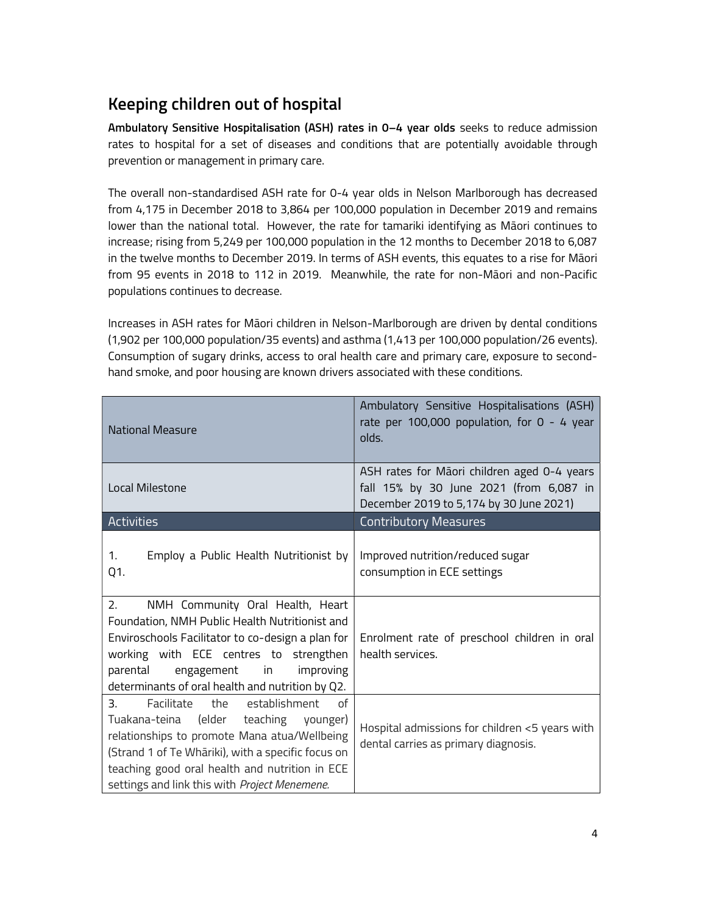## Keeping children out of hospital

**Ambulatory Sensitive Hospitalisation (ASH) rates in 0–4 year olds** seeks to reduce admission rates to hospital for a set of diseases and conditions that are potentially avoidable through prevention or management in primary care.

The overall non-standardised ASH rate for 0-4 year olds in Nelson Marlborough has decreased from 4,175 in December 2018 to 3,864 per 100,000 population in December 2019 and remains lower than the national total. However, the rate for tamariki identifying as Māori continues to increase; rising from 5,249 per 100,000 population in the 12 months to December 2018 to 6,087 in the twelve months to December 2019. In terms of ASH events, this equates to a rise for Māori from 95 events in 2018 to 112 in 2019. Meanwhile, the rate for non-Māori and non-Pacific populations continues to decrease.

Increases in ASH rates for Māori children in Nelson-Marlborough are driven by dental conditions (1,902 per 100,000 population/35 events) and asthma (1,413 per 100,000 population/26 events). Consumption of sugary drinks, access to oral health care and primary care, exposure to second-hand smoke, and poor housing are known drivers associated with these conditions.

| National Measure | Ambulatory Sensitive Hospitalisations (ASH) rate per 100,000 population, for 0 - 4 year olds. |
| --- | --- |
| Local Milestone | ASH rates for Māori children aged 0-4 years fall 15% by 30 June 2021 (from 6,087 in December 2019 to 5,174 by 30 June 2021) |
| **Activities** | **Contributory Measures** |
| 1. Employ a Public Health Nutritionist by Q1. | Improved nutrition/reduced sugar consumption in ECE settings |
| 2. NMH Community Oral Health, Heart Foundation, NMH Public Health Nutritionist and Enviroschools Facilitator to co-design a plan for working with ECE centres to strengthen parental engagement in improving determinants of oral health and nutrition by Q2. | Enrolment rate of preschool children in oral health services. |
| 3. Facilitate the establishment of Tuakana-teina (elder teaching younger) relationships to promote Mana atua/Wellbeing (Strand 1 of Te Whāriki), with a specific focus on teaching good oral health and nutrition in ECE settings and link this with *Project Menemene.* | Hospital admissions for children <5 years with dental carries as primary diagnosis. |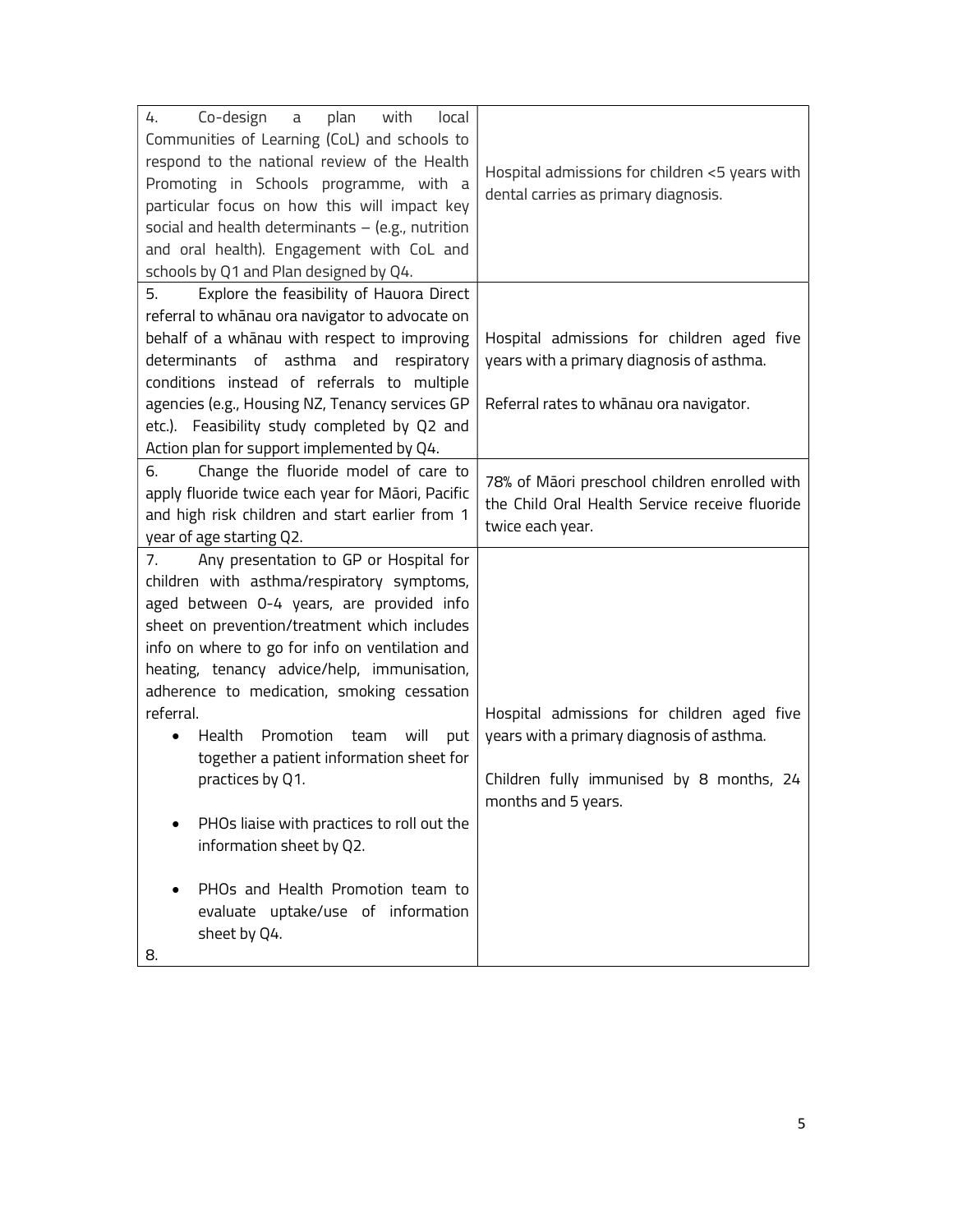| | |
|---|---|
| 4. Co-design a plan with local Communities of Learning (CoL) and schools to respond to the national review of the Health Promoting in Schools programme, with a particular focus on how this will impact key social and health determinants – (e.g., nutrition and oral health). Engagement with CoL and schools by Q1 and Plan designed by Q4. | Hospital admissions for children <5 years with dental carries as primary diagnosis. |
| 5. Explore the feasibility of Hauora Direct referral to whānau ora navigator to advocate on behalf of a whānau with respect to improving determinants of asthma and respiratory conditions instead of referrals to multiple agencies (e.g., Housing NZ, Tenancy services GP etc.). Feasibility study completed by Q2 and Action plan for support implemented by Q4. | Hospital admissions for children aged five years with a primary diagnosis of asthma.<br><br>Referral rates to whānau ora navigator. |
| 6. Change the fluoride model of care to apply fluoride twice each year for Māori, Pacific and high risk children and start earlier from 1 year of age starting Q2. | 78% of Māori preschool children enrolled with the Child Oral Health Service receive fluoride twice each year. |
| 7. Any presentation to GP or Hospital for children with asthma/respiratory symptoms, aged between 0-4 years, are provided info sheet on prevention/treatment which includes info on where to go for info on ventilation and heating, tenancy advice/help, immunisation, adherence to medication, smoking cessation referral.<br>• Health Promotion team will put together a patient information sheet for practices by Q1.<br>• PHOs liaise with practices to roll out the information sheet by Q2.<br>• PHOs and Health Promotion team to evaluate uptake/use of information sheet by Q4.<br>8. | Hospital admissions for children aged five years with a primary diagnosis of asthma.<br><br>Children fully immunised by 8 months, 24 months and 5 years. |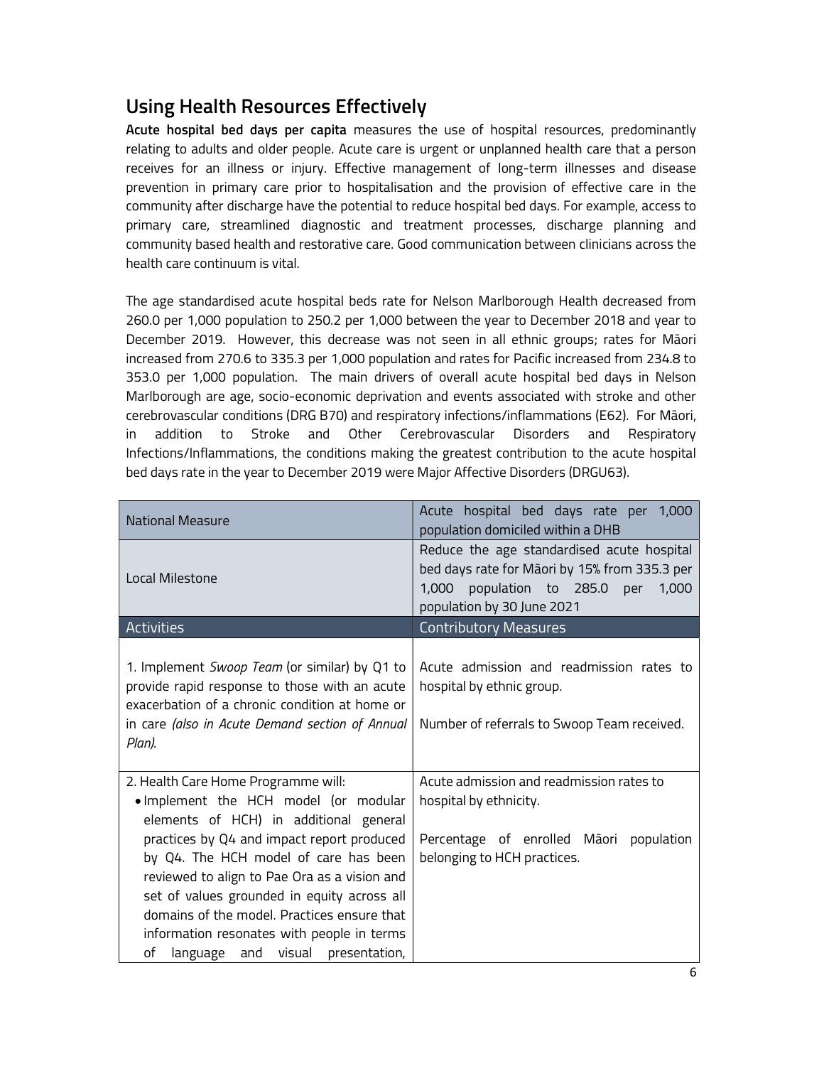## Using Health Resources Effectively

**Acute hospital bed days per capita** measures the use of hospital resources, predominantly relating to adults and older people. Acute care is urgent or unplanned health care that a person receives for an illness or injury. Effective management of long-term illnesses and disease prevention in primary care prior to hospitalisation and the provision of effective care in the community after discharge have the potential to reduce hospital bed days. For example, access to primary care, streamlined diagnostic and treatment processes, discharge planning and community based health and restorative care. Good communication between clinicians across the health care continuum is vital.

The age standardised acute hospital beds rate for Nelson Marlborough Health decreased from 260.0 per 1,000 population to 250.2 per 1,000 between the year to December 2018 and year to December 2019. However, this decrease was not seen in all ethnic groups; rates for Māori increased from 270.6 to 335.3 per 1,000 population and rates for Pacific increased from 234.8 to 353.0 per 1,000 population. The main drivers of overall acute hospital bed days in Nelson Marlborough are age, socio-economic deprivation and events associated with stroke and other cerebrovascular conditions (DRG B70) and respiratory infections/inflammations (E62). For Māori, in addition to Stroke and Other Cerebrovascular Disorders and Respiratory Infections/Inflammations, the conditions making the greatest contribution to the acute hospital bed days rate in the year to December 2019 were Major Affective Disorders (DRGU63).

| National Measure | Acute hospital bed days rate per 1,000 population domiciled within a DHB |
|---|---|
| Local Milestone | Reduce the age standardised acute hospital bed days rate for Māori by 15% from 335.3 per 1,000 population to 285.0 per 1,000 population by 30 June 2021 |
| **Activities** | **Contributory Measures** |
| 1. Implement *Swoop Team* (or similar) by Q1 to provide rapid response to those with an acute exacerbation of a chronic condition at home or in care *(also in Acute Demand section of Annual Plan).* | Acute admission and readmission rates to hospital by ethnic group.<br><br>Number of referrals to Swoop Team received. |
| 2. Health Care Home Programme will:<br>• Implement the HCH model (or modular elements of HCH) in additional general practices by Q4 and impact report produced by Q4. The HCH model of care has been reviewed to align to Pae Ora as a vision and set of values grounded in equity across all domains of the model. Practices ensure that information resonates with people in terms of language and visual presentation, | Acute admission and readmission rates to hospital by ethnicity.<br><br>Percentage of enrolled Māori population belonging to HCH practices. |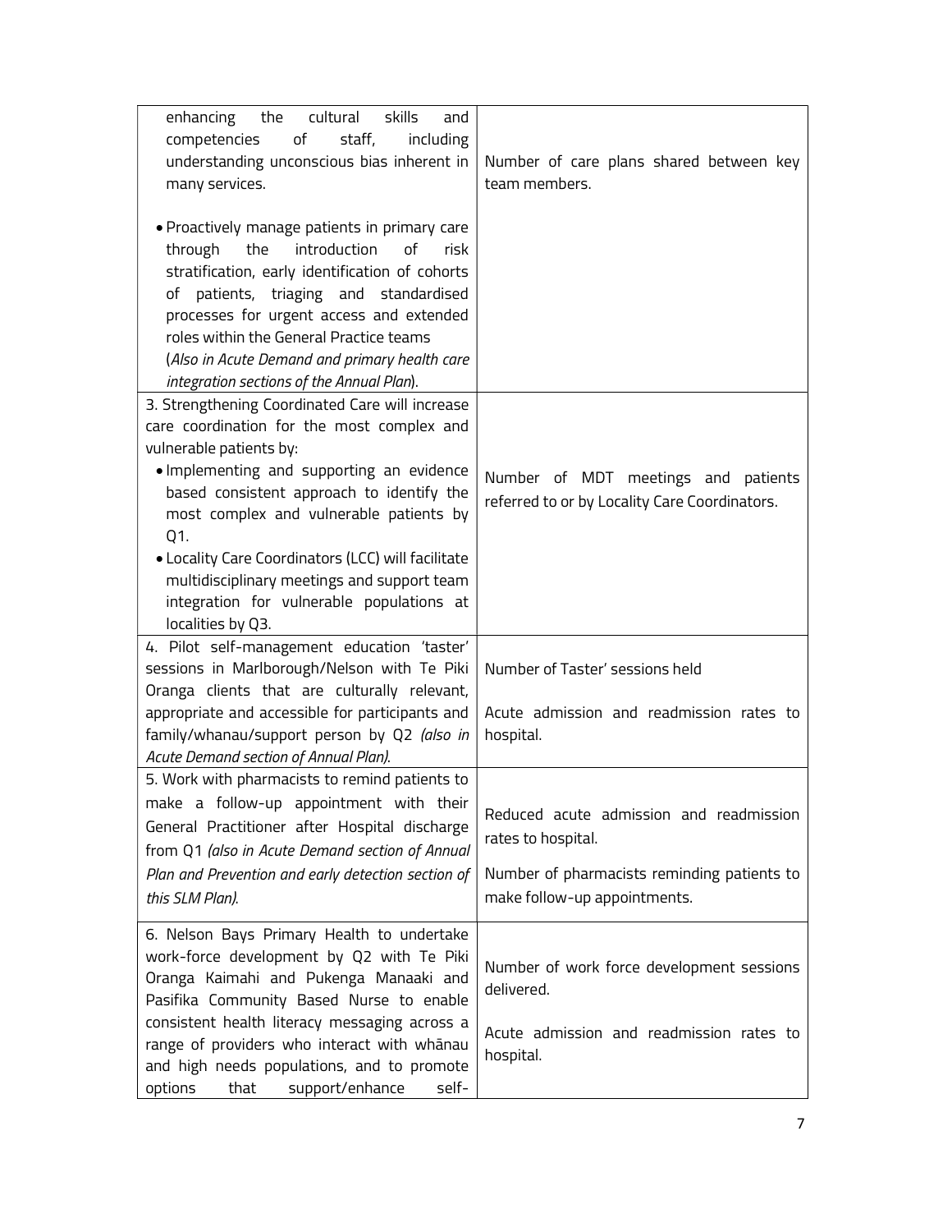| | |
|---|---|
| enhancing the cultural skills and competencies of staff, including understanding unconscious bias inherent in many services.<br><br>• Proactively manage patients in primary care through the introduction of risk stratification, early identification of cohorts of patients, triaging and standardised processes for urgent access and extended roles within the General Practice teams (*Also in Acute Demand and primary health care integration sections of the Annual Plan*). | Number of care plans shared between key team members. |
| 3. Strengthening Coordinated Care will increase care coordination for the most complex and vulnerable patients by:<br>• Implementing and supporting an evidence based consistent approach to identify the most complex and vulnerable patients by Q1.<br>• Locality Care Coordinators (LCC) will facilitate multidisciplinary meetings and support team integration for vulnerable populations at localities by Q3. | Number of MDT meetings and patients referred to or by Locality Care Coordinators. |
| 4. Pilot self-management education 'taster' sessions in Marlborough/Nelson with Te Piki Oranga clients that are culturally relevant, appropriate and accessible for participants and family/whanau/support person by Q2 *(also in Acute Demand section of Annual Plan).* | Number of Taster' sessions held<br><br>Acute admission and readmission rates to hospital. |
| 5. Work with pharmacists to remind patients to make a follow-up appointment with their General Practitioner after Hospital discharge from Q1 *(also in Acute Demand section of Annual Plan and Prevention and early detection section of this SLM Plan).* | Reduced acute admission and readmission rates to hospital.<br><br>Number of pharmacists reminding patients to make follow-up appointments. |
| 6. Nelson Bays Primary Health to undertake work-force development by Q2 with Te Piki Oranga Kaimahi and Pukenga Manaaki and Pasifika Community Based Nurse to enable consistent health literacy messaging across a range of providers who interact with whānau and high needs populations, and to promote options that support/enhance self- | Number of work force development sessions delivered.<br><br>Acute admission and readmission rates to hospital. |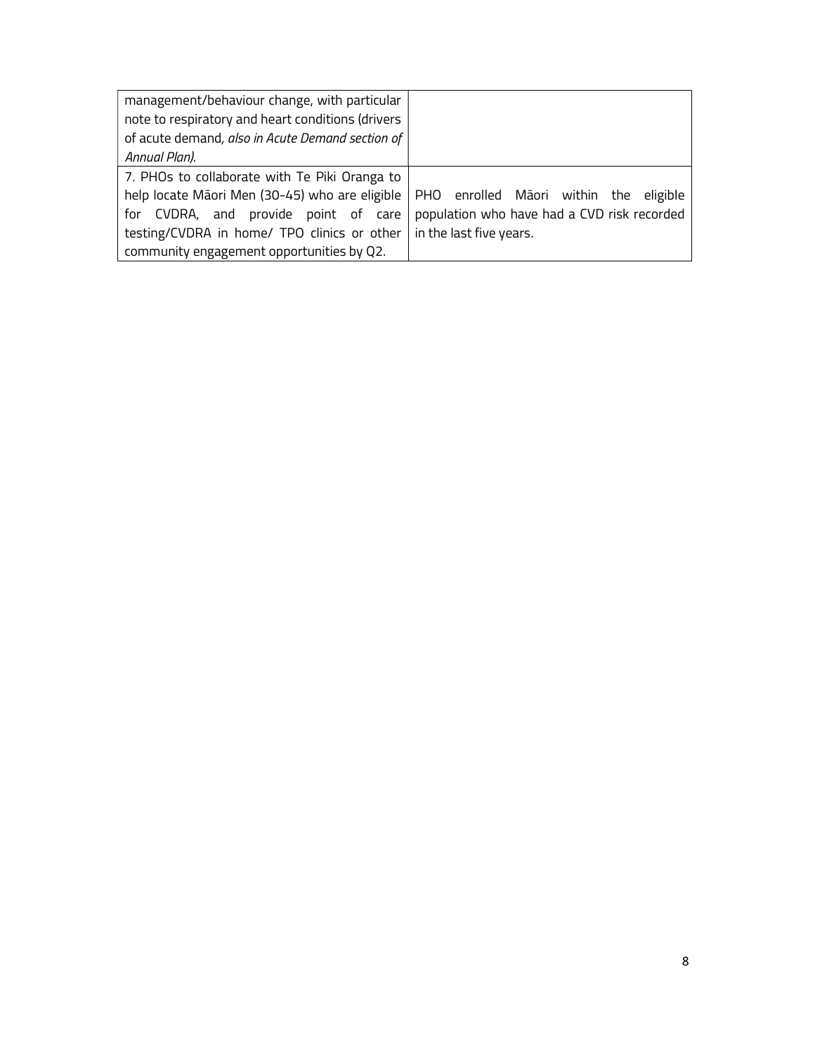| | |
|---|---|
| management/behaviour change, with particular note to respiratory and heart conditions (drivers of acute demand, *also in Acute Demand section of Annual Plan)*. | |
| 7. PHOs to collaborate with Te Piki Oranga to help locate Māori Men (30-45) who are eligible for CVDRA, and provide point of care testing/CVDRA in home/ TPO clinics or other community engagement opportunities by Q2. | PHO enrolled Māori within the eligible population who have had a CVD risk recorded in the last five years. |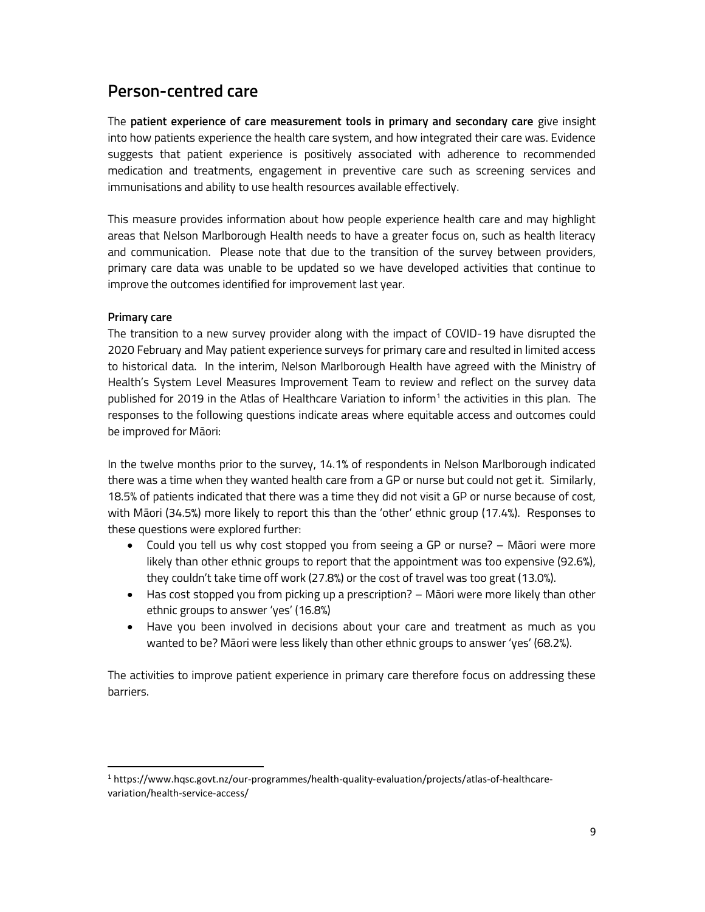## Person-centred care

The **patient experience of care measurement tools in primary and secondary care** give insight into how patients experience the health care system, and how integrated their care was. Evidence suggests that patient experience is positively associated with adherence to recommended medication and treatments, engagement in preventive care such as screening services and immunisations and ability to use health resources available effectively.

This measure provides information about how people experience health care and may highlight areas that Nelson Marlborough Health needs to have a greater focus on, such as health literacy and communication. Please note that due to the transition of the survey between providers, primary care data was unable to be updated so we have developed activities that continue to improve the outcomes identified for improvement last year.

**Primary care**

The transition to a new survey provider along with the impact of COVID-19 have disrupted the 2020 February and May patient experience surveys for primary care and resulted in limited access to historical data. In the interim, Nelson Marlborough Health have agreed with the Ministry of Health's System Level Measures Improvement Team to review and reflect on the survey data published for 2019 in the Atlas of Healthcare Variation to inform[1] the activities in this plan. The responses to the following questions indicate areas where equitable access and outcomes could be improved for Māori:

In the twelve months prior to the survey, 14.1% of respondents in Nelson Marlborough indicated there was a time when they wanted health care from a GP or nurse but could not get it. Similarly, 18.5% of patients indicated that there was a time they did not visit a GP or nurse because of cost, with Māori (34.5%) more likely to report this than the 'other' ethnic group (17.4%). Responses to these questions were explored further:

- Could you tell us why cost stopped you from seeing a GP or nurse? – Māori were more likely than other ethnic groups to report that the appointment was too expensive (92.6%), they couldn't take time off work (27.8%) or the cost of travel was too great (13.0%).
- Has cost stopped you from picking up a prescription? – Māori were more likely than other ethnic groups to answer 'yes' (16.8%)
- Have you been involved in decisions about your care and treatment as much as you wanted to be? Māori were less likely than other ethnic groups to answer 'yes' (68.2%).

The activities to improve patient experience in primary care therefore focus on addressing these barriers.

[1] https://www.hqsc.govt.nz/our-programmes/health-quality-evaluation/projects/atlas-of-healthcare-variation/health-service-access/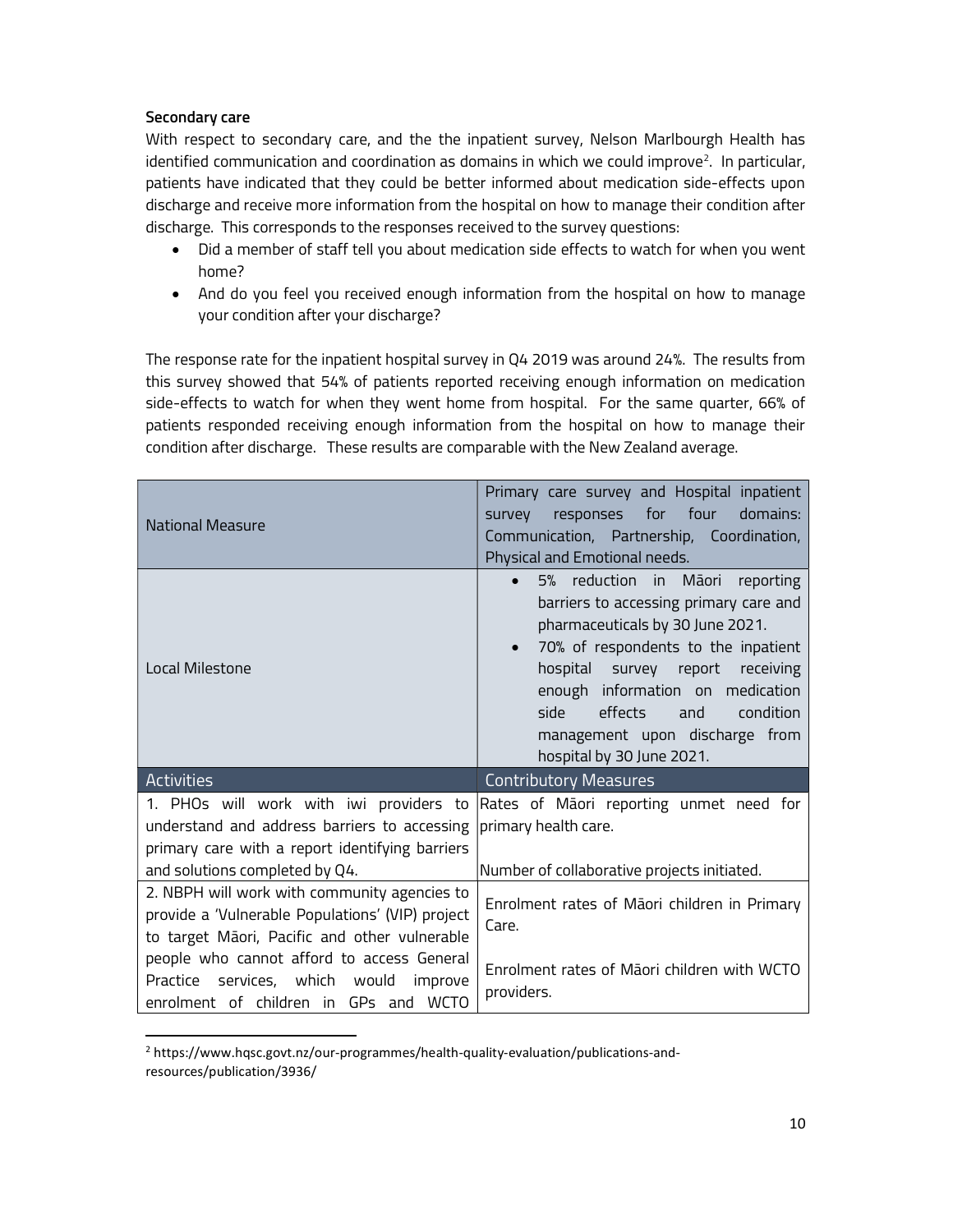**Secondary care**

With respect to secondary care, and the the inpatient survey, Nelson Marlbourgh Health has identified communication and coordination as domains in which we could improve[2]. In particular, patients have indicated that they could be better informed about medication side-effects upon discharge and receive more information from the hospital on how to manage their condition after discharge. This corresponds to the responses received to the survey questions:

- Did a member of staff tell you about medication side effects to watch for when you went home?
- And do you feel you received enough information from the hospital on how to manage your condition after your discharge?

The response rate for the inpatient hospital survey in Q4 2019 was around 24%. The results from this survey showed that 54% of patients reported receiving enough information on medication side-effects to watch for when they went home from hospital. For the same quarter, 66% of patients responded receiving enough information from the hospital on how to manage their condition after discharge. These results are comparable with the New Zealand average.

| National Measure | Primary care survey and Hospital inpatient survey responses for four domains: Communication, Partnership, Coordination, Physical and Emotional needs. |
|---|---|
| Local Milestone | • 5% reduction in Māori reporting barriers to accessing primary care and pharmaceuticals by 30 June 2021.<br>• 70% of respondents to the inpatient hospital survey report receiving enough information on medication side effects and condition management upon discharge from hospital by 30 June 2021. |
| **Activities** | **Contributory Measures** |
| 1. PHOs will work with iwi providers to understand and address barriers to accessing primary care with a report identifying barriers and solutions completed by Q4. | Rates of Māori reporting unmet need for primary health care.<br><br>Number of collaborative projects initiated. |
| 2. NBPH will work with community agencies to provide a 'Vulnerable Populations' (VIP) project to target Māori, Pacific and other vulnerable people who cannot afford to access General Practice services, which would improve enrolment of children in GPs and WCTO | Enrolment rates of Māori children in Primary Care.<br><br>Enrolment rates of Māori children with WCTO providers. |

[2] https://www.hqsc.govt.nz/our-programmes/health-quality-evaluation/publications-and-resources/publication/3936/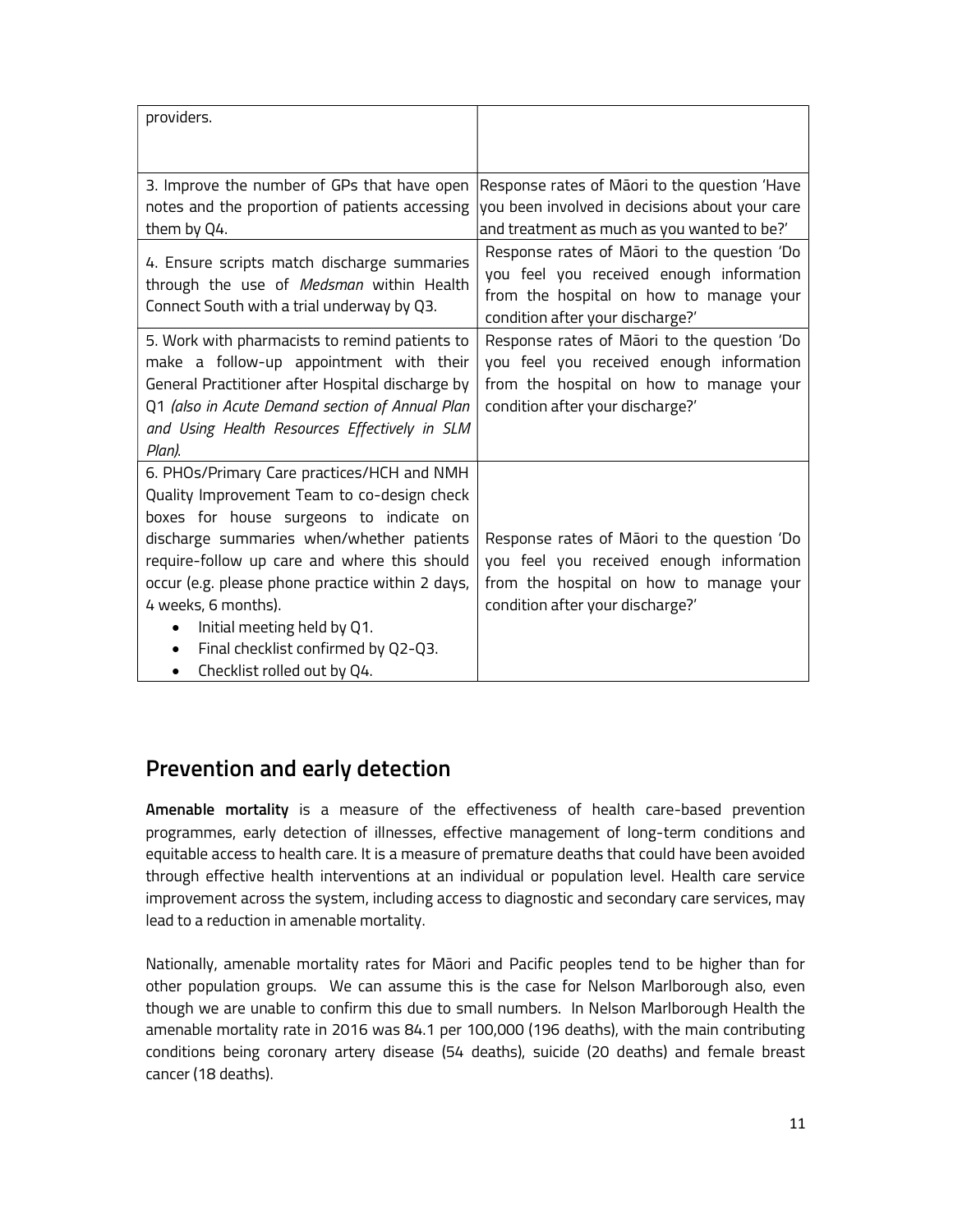| | |
|---|---|
| providers. | |
| 3. Improve the number of GPs that have open notes and the proportion of patients accessing them by Q4. | Response rates of Māori to the question 'Have you been involved in decisions about your care and treatment as much as you wanted to be?' |
| 4. Ensure scripts match discharge summaries through the use of *Medsman* within Health Connect South with a trial underway by Q3. | Response rates of Māori to the question 'Do you feel you received enough information from the hospital on how to manage your condition after your discharge?' |
| 5. Work with pharmacists to remind patients to make a follow-up appointment with their General Practitioner after Hospital discharge by Q1 *(also in Acute Demand section of Annual Plan and Using Health Resources Effectively in SLM Plan).* | Response rates of Māori to the question 'Do you feel you received enough information from the hospital on how to manage your condition after your discharge?' |
| 6. PHOs/Primary Care practices/HCH and NMH Quality Improvement Team to co-design check boxes for house surgeons to indicate on discharge summaries when/whether patients require-follow up care and where this should occur (e.g. please phone practice within 2 days, 4 weeks, 6 months).<br>• Initial meeting held by Q1.<br>• Final checklist confirmed by Q2-Q3.<br>• Checklist rolled out by Q4. | Response rates of Māori to the question 'Do you feel you received enough information from the hospital on how to manage your condition after your discharge?' |

## Prevention and early detection

**Amenable mortality** is a measure of the effectiveness of health care-based prevention programmes, early detection of illnesses, effective management of long-term conditions and equitable access to health care. It is a measure of premature deaths that could have been avoided through effective health interventions at an individual or population level. Health care service improvement across the system, including access to diagnostic and secondary care services, may lead to a reduction in amenable mortality.

Nationally, amenable mortality rates for Māori and Pacific peoples tend to be higher than for other population groups. We can assume this is the case for Nelson Marlborough also, even though we are unable to confirm this due to small numbers. In Nelson Marlborough Health the amenable mortality rate in 2016 was 84.1 per 100,000 (196 deaths), with the main contributing conditions being coronary artery disease (54 deaths), suicide (20 deaths) and female breast cancer (18 deaths).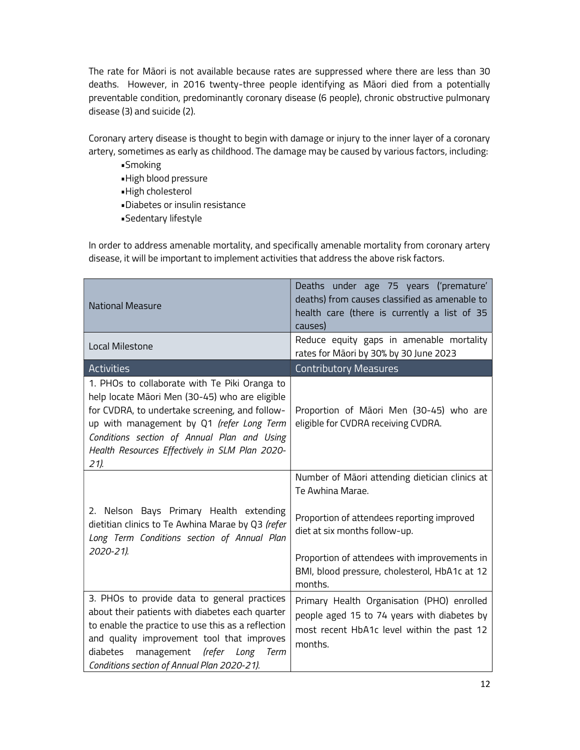The rate for Māori is not available because rates are suppressed where there are less than 30 deaths. However, in 2016 twenty-three people identifying as Māori died from a potentially preventable condition, predominantly coronary disease (6 people), chronic obstructive pulmonary disease (3) and suicide (2).

Coronary artery disease is thought to begin with damage or injury to the inner layer of a coronary artery, sometimes as early as childhood. The damage may be caused by various factors, including:

- Smoking
- High blood pressure
- High cholesterol
- Diabetes or insulin resistance
- Sedentary lifestyle

In order to address amenable mortality, and specifically amenable mortality from coronary artery disease, it will be important to implement activities that address the above risk factors.

| National Measure | Deaths under age 75 years ('premature' deaths) from causes classified as amenable to health care (there is currently a list of 35 causes) |
|---|---|
| Local Milestone | Reduce equity gaps in amenable mortality rates for Māori by 30% by 30 June 2023 |
| **Activities** | **Contributory Measures** |
| 1. PHOs to collaborate with Te Piki Oranga to help locate Māori Men (30-45) who are eligible for CVDRA, to undertake screening, and follow-up with management by Q1 *(refer Long Term Conditions section of Annual Plan and Using Health Resources Effectively in SLM Plan 2020-21).* | Proportion of Māori Men (30-45) who are eligible for CVDRA receiving CVDRA. |
| 2. Nelson Bays Primary Health extending dietitian clinics to Te Awhina Marae by Q3 *(refer Long Term Conditions section of Annual Plan 2020-21).* | Number of Māori attending dietician clinics at Te Awhina Marae.<br><br>Proportion of attendees reporting improved diet at six months follow-up.<br><br>Proportion of attendees with improvements in BMI, blood pressure, cholesterol, HbA1c at 12 months. |
| 3. PHOs to provide data to general practices about their patients with diabetes each quarter to enable the practice to use this as a reflection and quality improvement tool that improves diabetes management *(refer Long Term Conditions section of Annual Plan 2020-21).* | Primary Health Organisation (PHO) enrolled people aged 15 to 74 years with diabetes by most recent HbA1c level within the past 12 months. |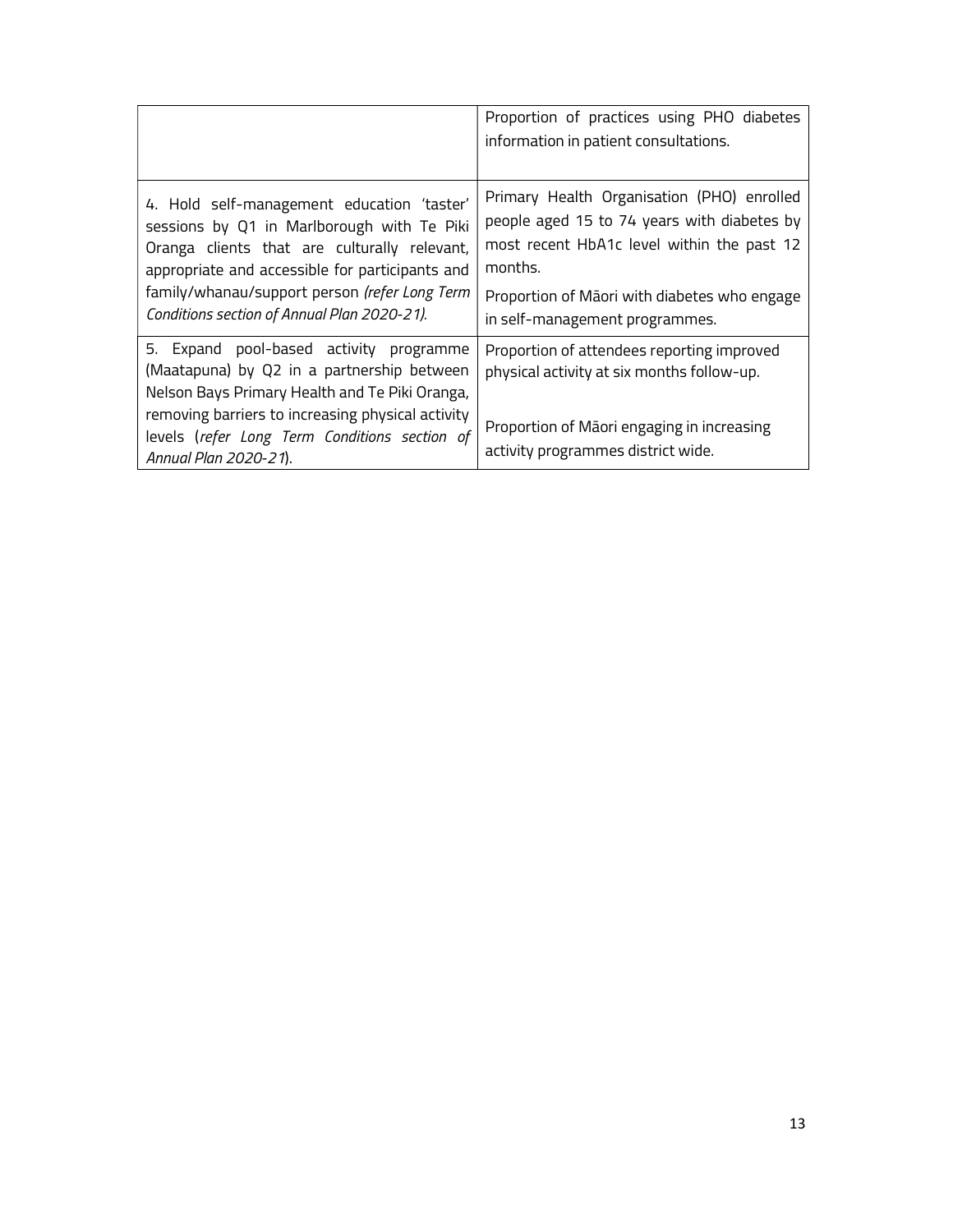| | |
|---|---|
| | Proportion of practices using PHO diabetes information in patient consultations. |
| 4. Hold self-management education 'taster' sessions by Q1 in Marlborough with Te Piki Oranga clients that are culturally relevant, appropriate and accessible for participants and family/whanau/support person *(refer Long Term Conditions section of Annual Plan 2020-21).* | Primary Health Organisation (PHO) enrolled people aged 15 to 74 years with diabetes by most recent HbA1c level within the past 12 months.<br><br>Proportion of Māori with diabetes who engage in self-management programmes. |
| 5. Expand pool-based activity programme (Maatapuna) by Q2 in a partnership between Nelson Bays Primary Health and Te Piki Oranga, removing barriers to increasing physical activity levels (*refer Long Term Conditions section of Annual Plan 2020-21*). | Proportion of attendees reporting improved physical activity at six months follow-up.<br><br>Proportion of Māori engaging in increasing activity programmes district wide. |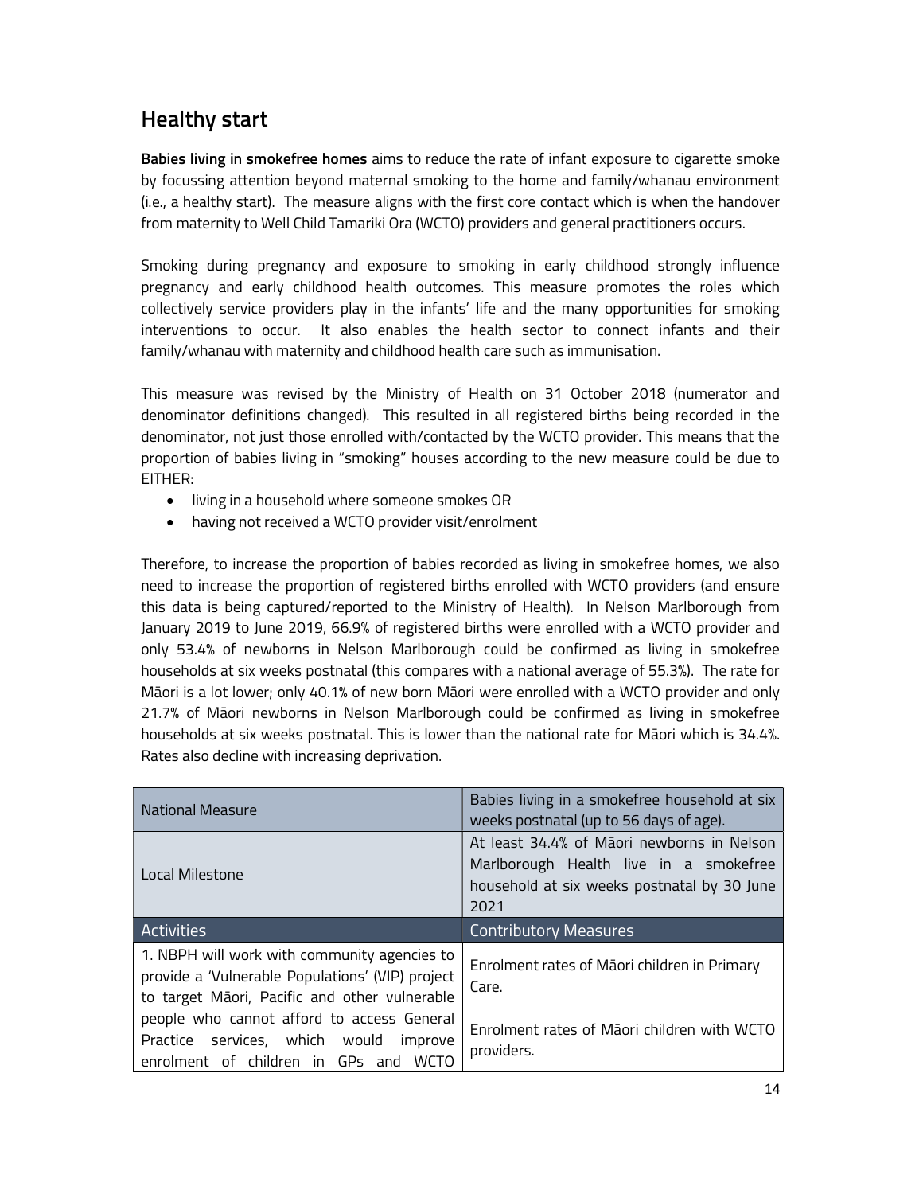## Healthy start

**Babies living in smokefree homes** aims to reduce the rate of infant exposure to cigarette smoke by focussing attention beyond maternal smoking to the home and family/whanau environment (i.e., a healthy start). The measure aligns with the first core contact which is when the handover from maternity to Well Child Tamariki Ora (WCTO) providers and general practitioners occurs.

Smoking during pregnancy and exposure to smoking in early childhood strongly influence pregnancy and early childhood health outcomes. This measure promotes the roles which collectively service providers play in the infants' life and the many opportunities for smoking interventions to occur. It also enables the health sector to connect infants and their family/whanau with maternity and childhood health care such as immunisation.

This measure was revised by the Ministry of Health on 31 October 2018 (numerator and denominator definitions changed). This resulted in all registered births being recorded in the denominator, not just those enrolled with/contacted by the WCTO provider. This means that the proportion of babies living in "smoking" houses according to the new measure could be due to EITHER:

- living in a household where someone smokes OR
- having not received a WCTO provider visit/enrolment

Therefore, to increase the proportion of babies recorded as living in smokefree homes, we also need to increase the proportion of registered births enrolled with WCTO providers (and ensure this data is being captured/reported to the Ministry of Health). In Nelson Marlborough from January 2019 to June 2019, 66.9% of registered births were enrolled with a WCTO provider and only 53.4% of newborns in Nelson Marlborough could be confirmed as living in smokefree households at six weeks postnatal (this compares with a national average of 55.3%). The rate for Māori is a lot lower; only 40.1% of new born Māori were enrolled with a WCTO provider and only 21.7% of Māori newborns in Nelson Marlborough could be confirmed as living in smokefree households at six weeks postnatal. This is lower than the national rate for Māori which is 34.4%. Rates also decline with increasing deprivation.

| National Measure | Babies living in a smokefree household at six weeks postnatal (up to 56 days of age). |
|---|---|
| Local Milestone | At least 34.4% of Māori newborns in Nelson Marlborough Health live in a smokefree household at six weeks postnatal by 30 June 2021 |
| **Activities** | **Contributory Measures** |
| 1. NBPH will work with community agencies to provide a 'Vulnerable Populations' (VIP) project to target Māori, Pacific and other vulnerable people who cannot afford to access General Practice services, which would improve enrolment of children in GPs and WCTO | Enrolment rates of Māori children in Primary Care.<br><br>Enrolment rates of Māori children with WCTO providers. |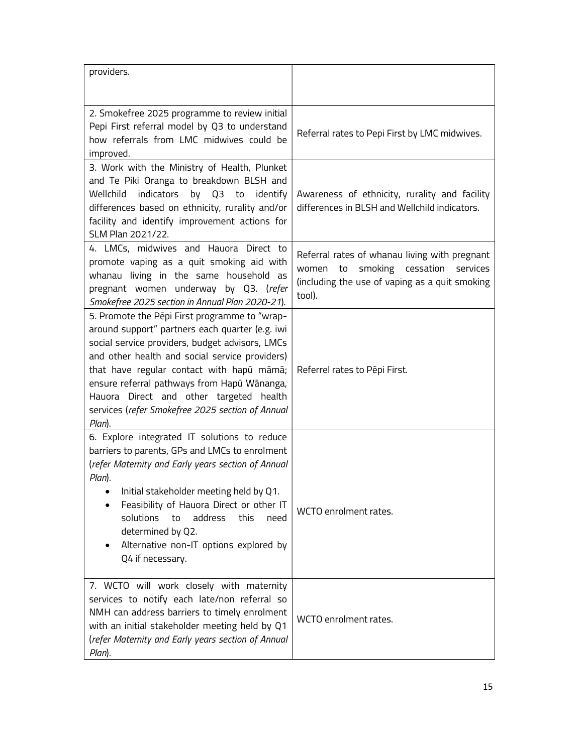| | |
|---|---|
| providers. | |
| 2. Smokefree 2025 programme to review initial Pepi First referral model by Q3 to understand how referrals from LMC midwives could be improved. | Referral rates to Pepi First by LMC midwives. |
| 3. Work with the Ministry of Health, Plunket and Te Piki Oranga to breakdown BLSH and Wellchild indicators by Q3 to identify differences based on ethnicity, rurality and/or facility and identify improvement actions for SLM Plan 2021/22. | Awareness of ethnicity, rurality and facility differences in BLSH and Wellchild indicators. |
| 4. LMCs, midwives and Hauora Direct to promote vaping as a quit smoking aid with whanau living in the same household as pregnant women underway by Q3. (*refer Smokefree 2025 section in Annual Plan 2020-21*). | Referral rates of whanau living with pregnant women to smoking cessation services (including the use of vaping as a quit smoking tool). |
| 5. Promote the Pēpi First programme to "wrap-around support" partners each quarter (e.g. iwi social service providers, budget advisors, LMCs and other health and social service providers) that have regular contact with hapū māmā; ensure referral pathways from Hapū Wānanga, Hauora Direct and other targeted health services (*refer Smokefree 2025 section of Annual Plan*). | Referrel rates to Pēpi First. |
| 6. Explore integrated IT solutions to reduce barriers to parents, GPs and LMCs to enrolment (*refer Maternity and Early years section of Annual Plan*).<br>• Initial stakeholder meeting held by Q1.<br>• Feasibility of Hauora Direct or other IT solutions to address this need determined by Q2.<br>• Alternative non-IT options explored by Q4 if necessary. | WCTO enrolment rates. |
| 7. WCTO will work closely with maternity services to notify each late/non referral so NMH can address barriers to timely enrolment with an initial stakeholder meeting held by Q1 (*refer Maternity and Early years section of Annual Plan*). | WCTO enrolment rates. |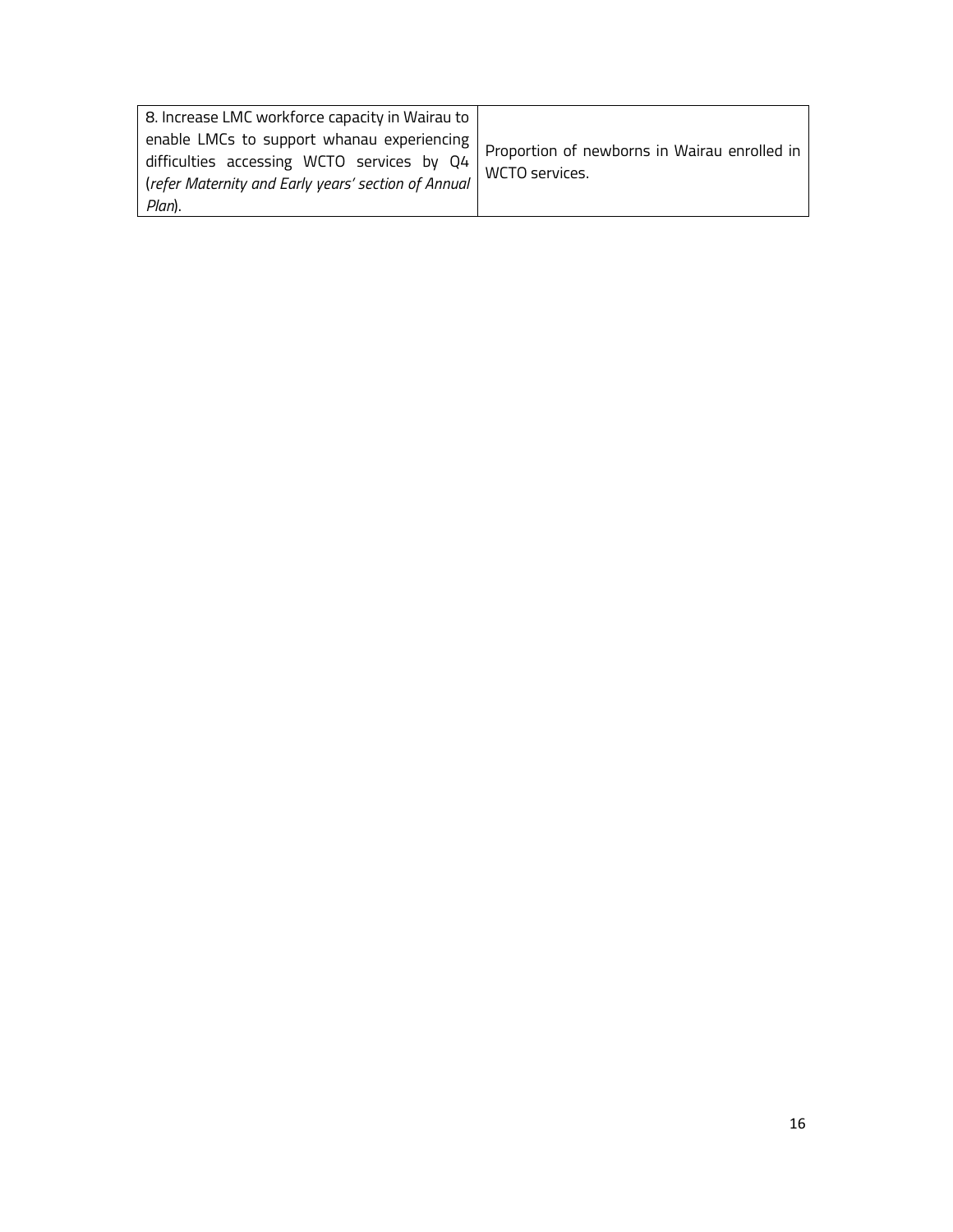| 8. Increase LMC workforce capacity in Wairau to enable LMCs to support whanau experiencing difficulties accessing WCTO services by Q4 (*refer Maternity and Early years' section of Annual Plan*). | Proportion of newborns in Wairau enrolled in WCTO services. |
|---|---|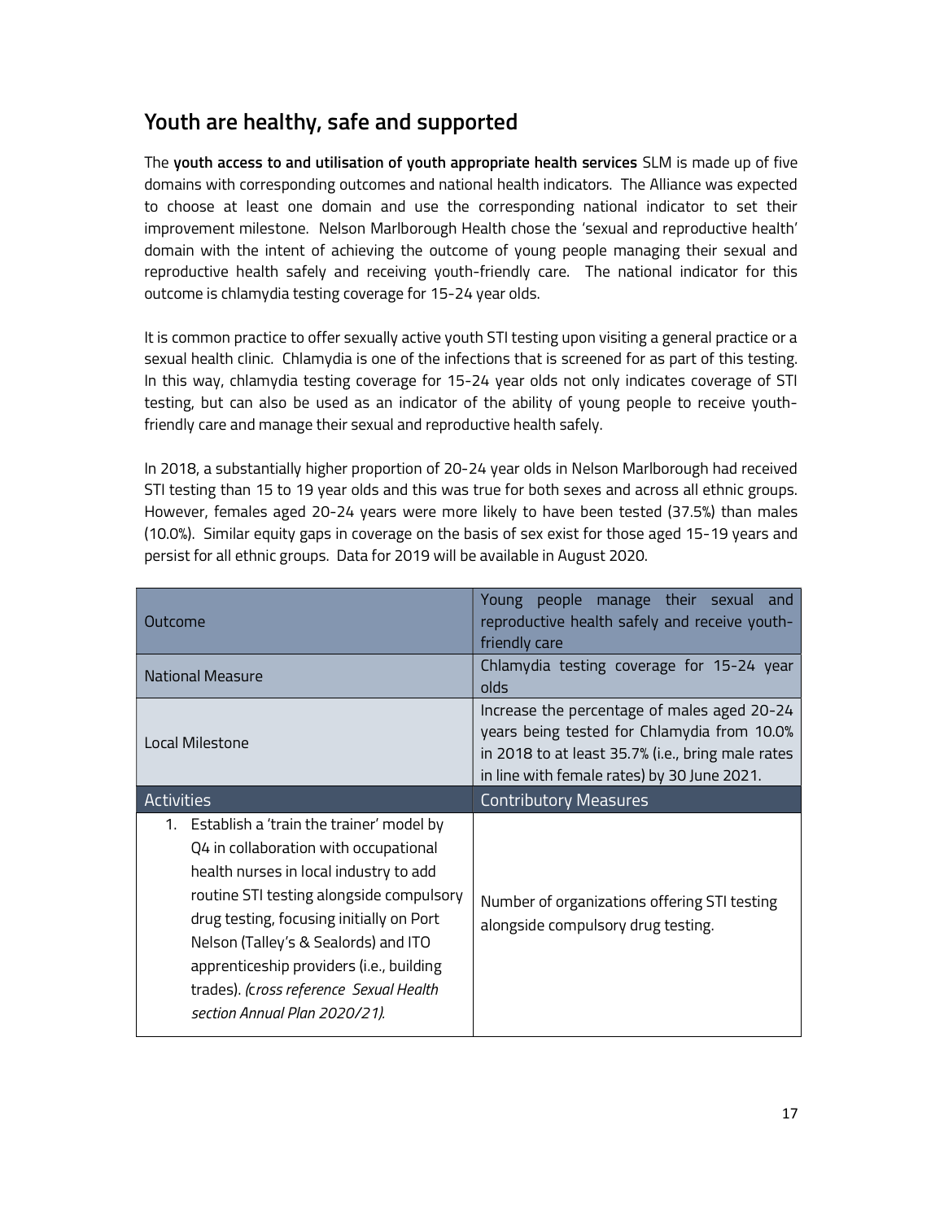## Youth are healthy, safe and supported

The **youth access to and utilisation of youth appropriate health services** SLM is made up of five domains with corresponding outcomes and national health indicators. The Alliance was expected to choose at least one domain and use the corresponding national indicator to set their improvement milestone. Nelson Marlborough Health chose the 'sexual and reproductive health' domain with the intent of achieving the outcome of young people managing their sexual and reproductive health safely and receiving youth-friendly care. The national indicator for this outcome is chlamydia testing coverage for 15-24 year olds.

It is common practice to offer sexually active youth STI testing upon visiting a general practice or a sexual health clinic. Chlamydia is one of the infections that is screened for as part of this testing. In this way, chlamydia testing coverage for 15-24 year olds not only indicates coverage of STI testing, but can also be used as an indicator of the ability of young people to receive youth-friendly care and manage their sexual and reproductive health safely.

In 2018, a substantially higher proportion of 20-24 year olds in Nelson Marlborough had received STI testing than 15 to 19 year olds and this was true for both sexes and across all ethnic groups. However, females aged 20-24 years were more likely to have been tested (37.5%) than males (10.0%). Similar equity gaps in coverage on the basis of sex exist for those aged 15-19 years and persist for all ethnic groups. Data for 2019 will be available in August 2020.

| Outcome | Young people manage their sexual and reproductive health safely and receive youth-friendly care |
|---|---|
| National Measure | Chlamydia testing coverage for 15-24 year olds |
| Local Milestone | Increase the percentage of males aged 20-24 years being tested for Chlamydia from 10.0% in 2018 to at least 35.7% (i.e., bring male rates in line with female rates) by 30 June 2021. |
| **Activities** | **Contributory Measures** |
| 1. Establish a 'train the trainer' model by Q4 in collaboration with occupational health nurses in local industry to add routine STI testing alongside compulsory drug testing, focusing initially on Port Nelson (Talley's & Sealords) and ITO apprenticeship providers (i.e., building trades). *(cross reference Sexual Health section Annual Plan 2020/21).* | Number of organizations offering STI testing alongside compulsory drug testing. |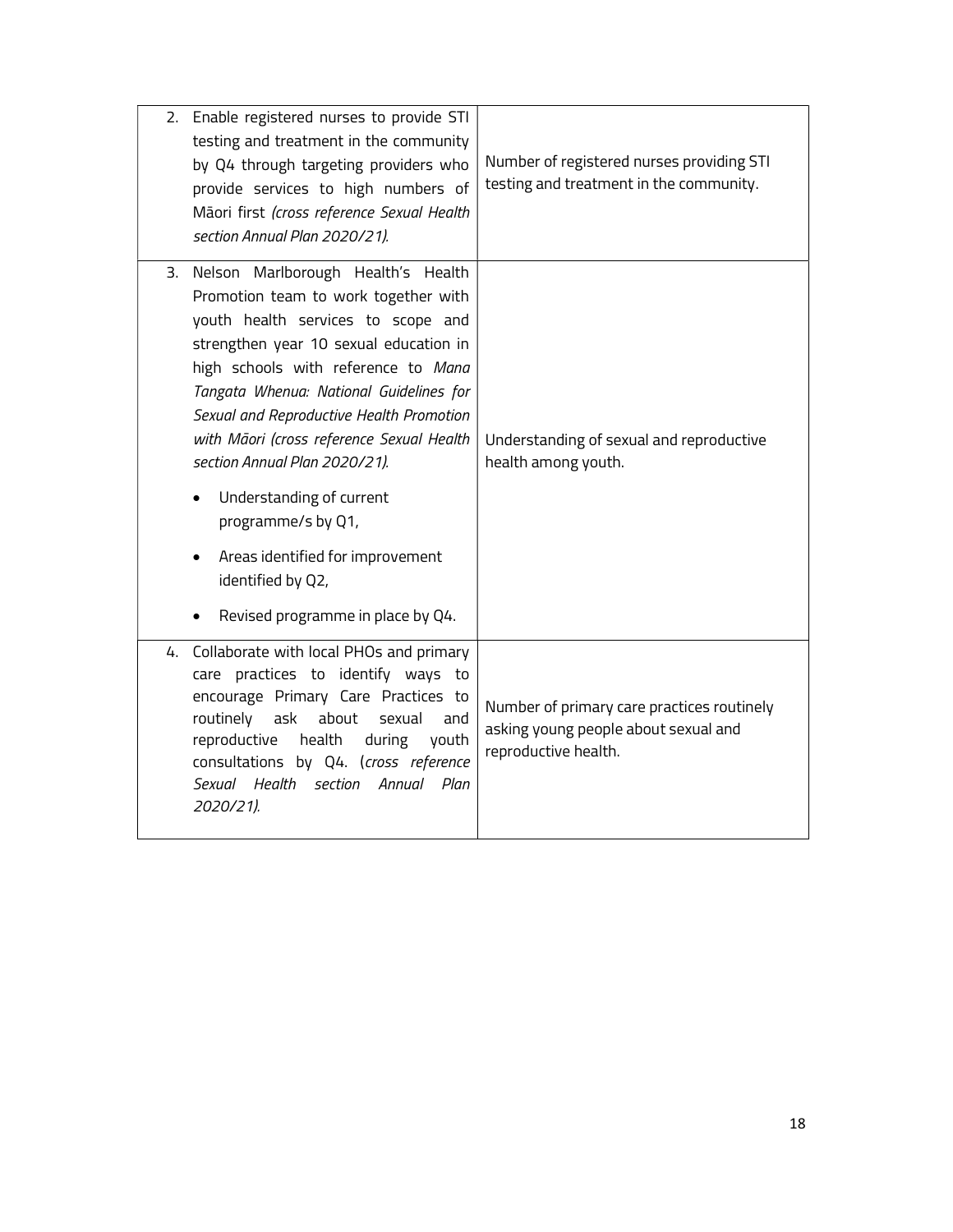| | |
|---|---|
| 2. Enable registered nurses to provide STI testing and treatment in the community by Q4 through targeting providers who provide services to high numbers of Māori first *(cross reference Sexual Health section Annual Plan 2020/21).* | Number of registered nurses providing STI testing and treatment in the community. |
| 3. Nelson Marlborough Health's Health Promotion team to work together with youth health services to scope and strengthen year 10 sexual education in high schools with reference to *Mana Tangata Whenua: National Guidelines for Sexual and Reproductive Health Promotion with Māori (cross reference Sexual Health section Annual Plan 2020/21).*<br>• Understanding of current programme/s by Q1,<br>• Areas identified for improvement identified by Q2,<br>• Revised programme in place by Q4. | Understanding of sexual and reproductive health among youth. |
| 4. Collaborate with local PHOs and primary care practices to identify ways to encourage Primary Care Practices to routinely ask about sexual and reproductive health during youth consultations by Q4. (*cross reference Sexual Health section Annual Plan 2020/21).* | Number of primary care practices routinely asking young people about sexual and reproductive health. |